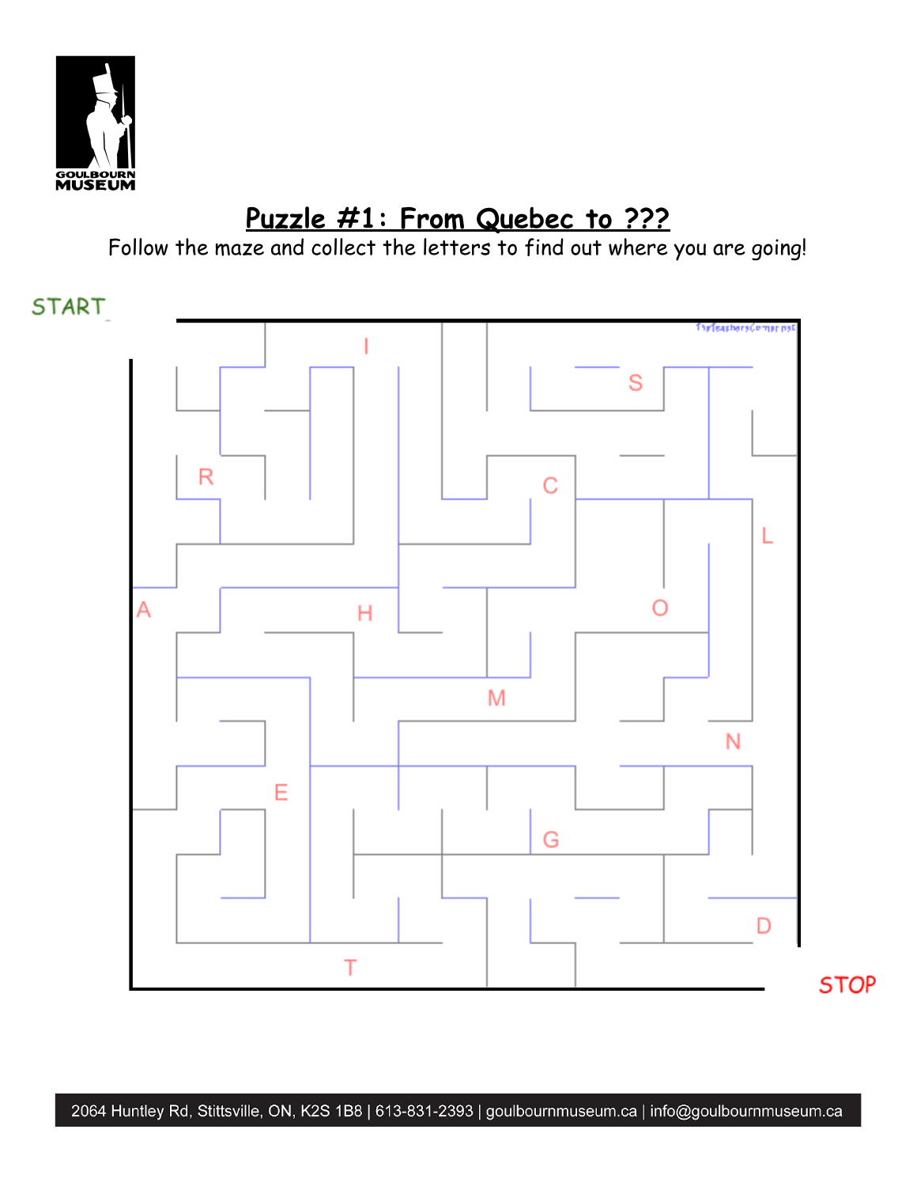GOULBOURN MUSEUM

# Puzzle #1: From Quebec to ???

Follow the maze and collect the letters to find out where you are going!

START

I

S

R

C

L

A

H

O

M

N

E

G

D

T

STOP

2064 Huntley Rd, Stittsville, ON, K2S 1B8 | 613-831-2393 | goulbournmuseum.ca | info@goulbournmuseum.ca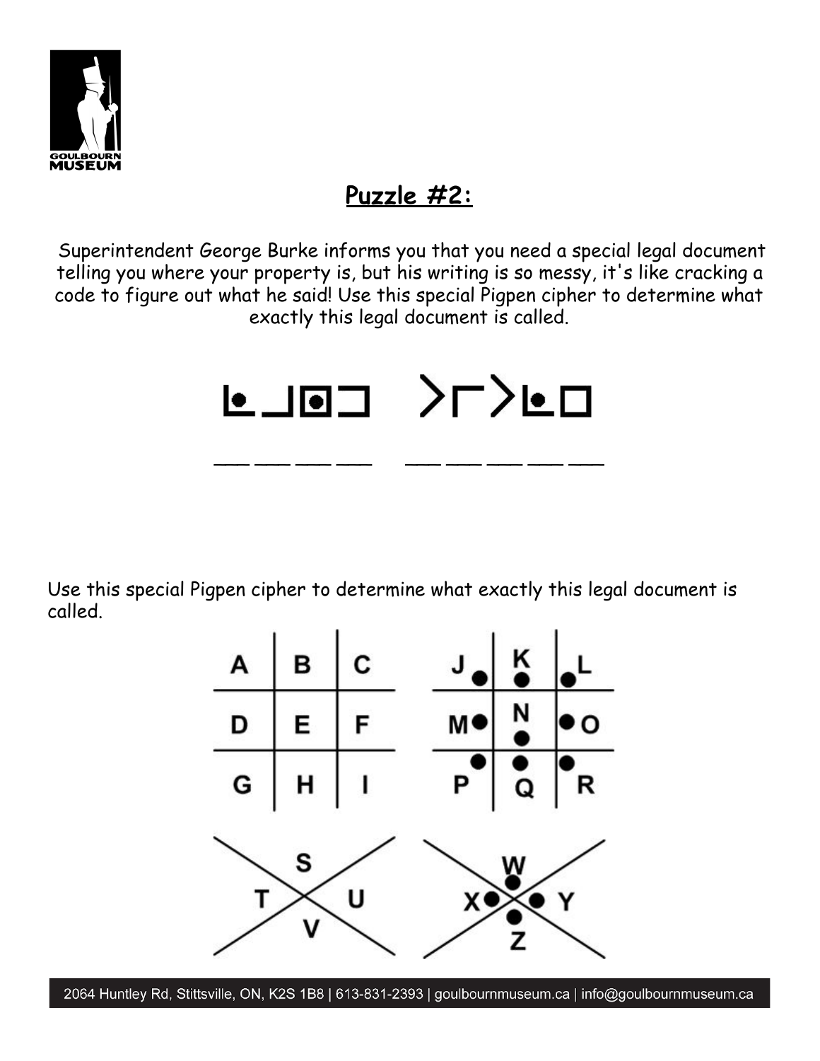## Puzzle #2:

Superintendent George Burke informs you that you need a special legal document telling you where your property is, but his writing is so messy, it's like cracking a code to figure out what he said! Use this special Pigpen cipher to determine what exactly this legal document is called.

___ ___ ___ ___ ___ ___ ___ ___ ___

Use this special Pigpen cipher to determine what exactly this legal document is called.

| A | B | C |
|---|---|---|
| D | E | F |
| G | H | I |

| J | K | L |
|---|---|---|
| M | N | O |
| P | Q | R |

S T U V

W X Y Z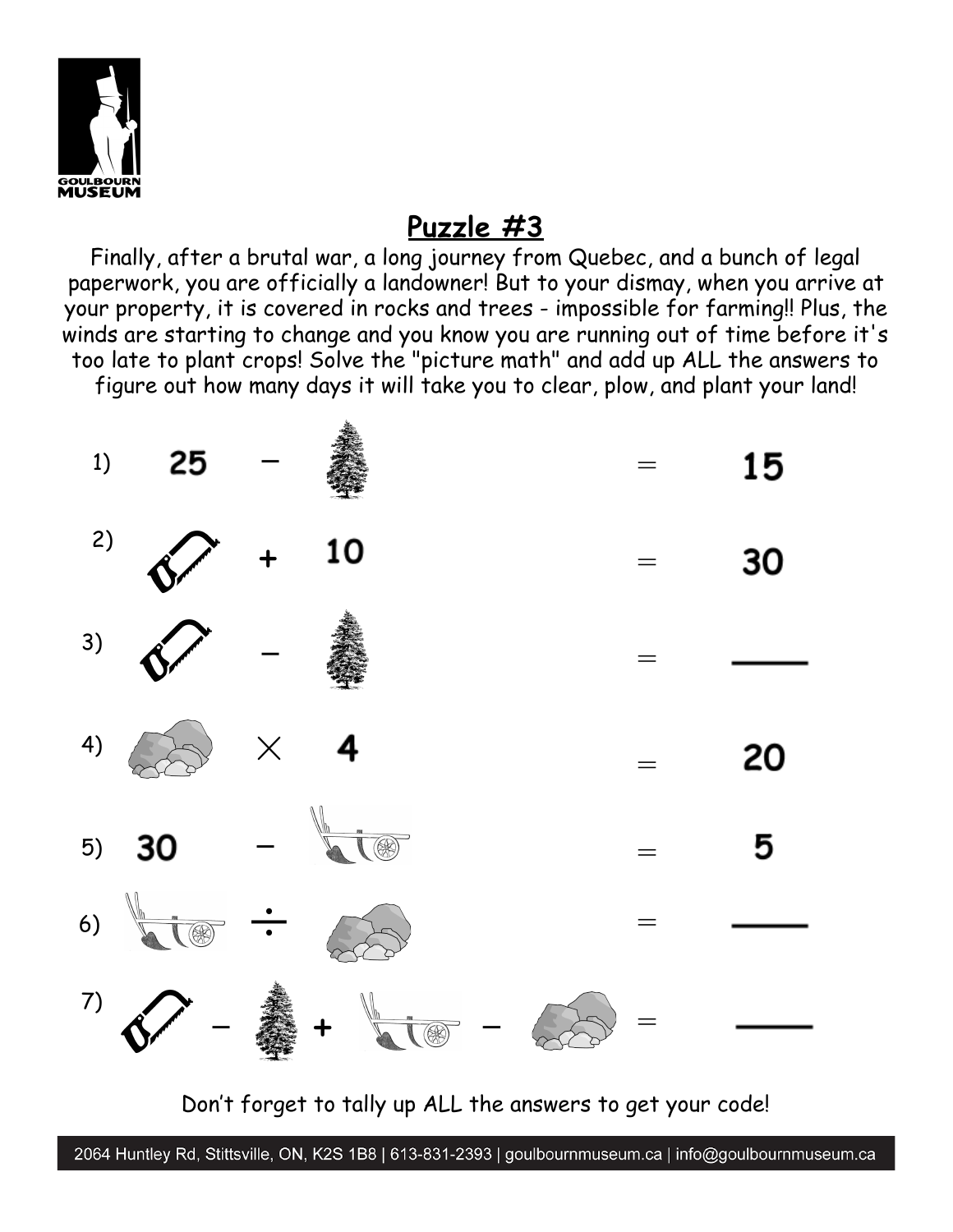## Puzzle #3

Finally, after a brutal war, a long journey from Quebec, and a bunch of legal paperwork, you are officially a landowner! But to your dismay, when you arrive at your property, it is covered in rocks and trees - impossible for farming!! Plus, the winds are starting to change and you know you are running out of time before it's too late to plant crops! Solve the "picture math" and add up ALL the answers to figure out how many days it will take you to clear, plow, and plant your land!

1) 25 − [tree] = 15

2) [saw] + 10 = 30

3) [saw] − [tree] = ____

4) [rocks] × 4 = 20

5) 30 − [plow] = 5

6) [plow] ÷ [rocks] = ____

7) [saw] − [tree] + [plow] − [rocks] = ____

Don't forget to tally up ALL the answers to get your code!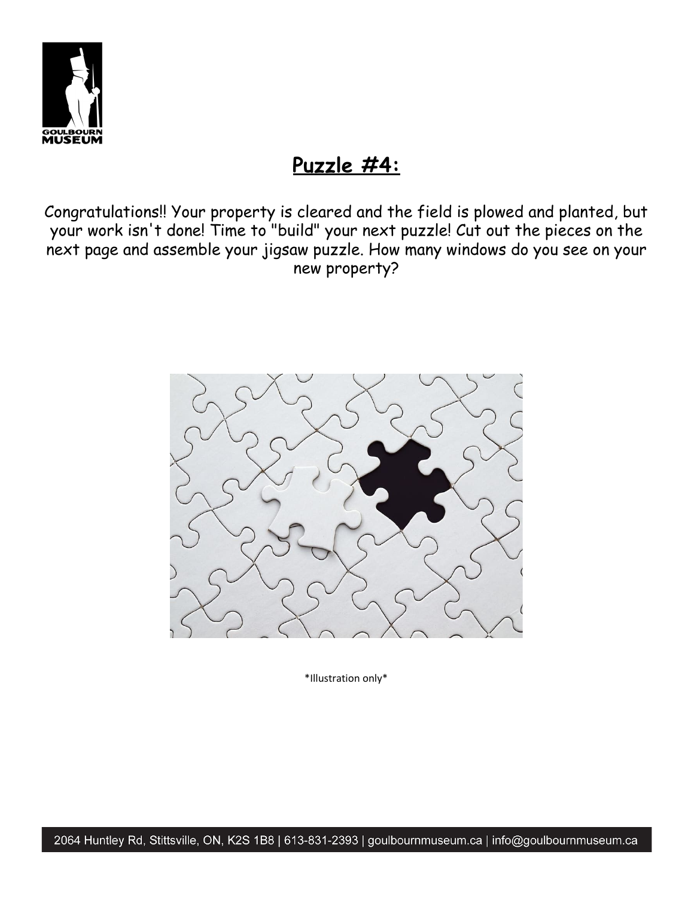## Puzzle #4:

Congratulations!! Your property is cleared and the field is plowed and planted, but your work isn't done! Time to "build" your next puzzle! Cut out the pieces on the next page and assemble your jigsaw puzzle. How many windows do you see on your new property?

*Illustration only*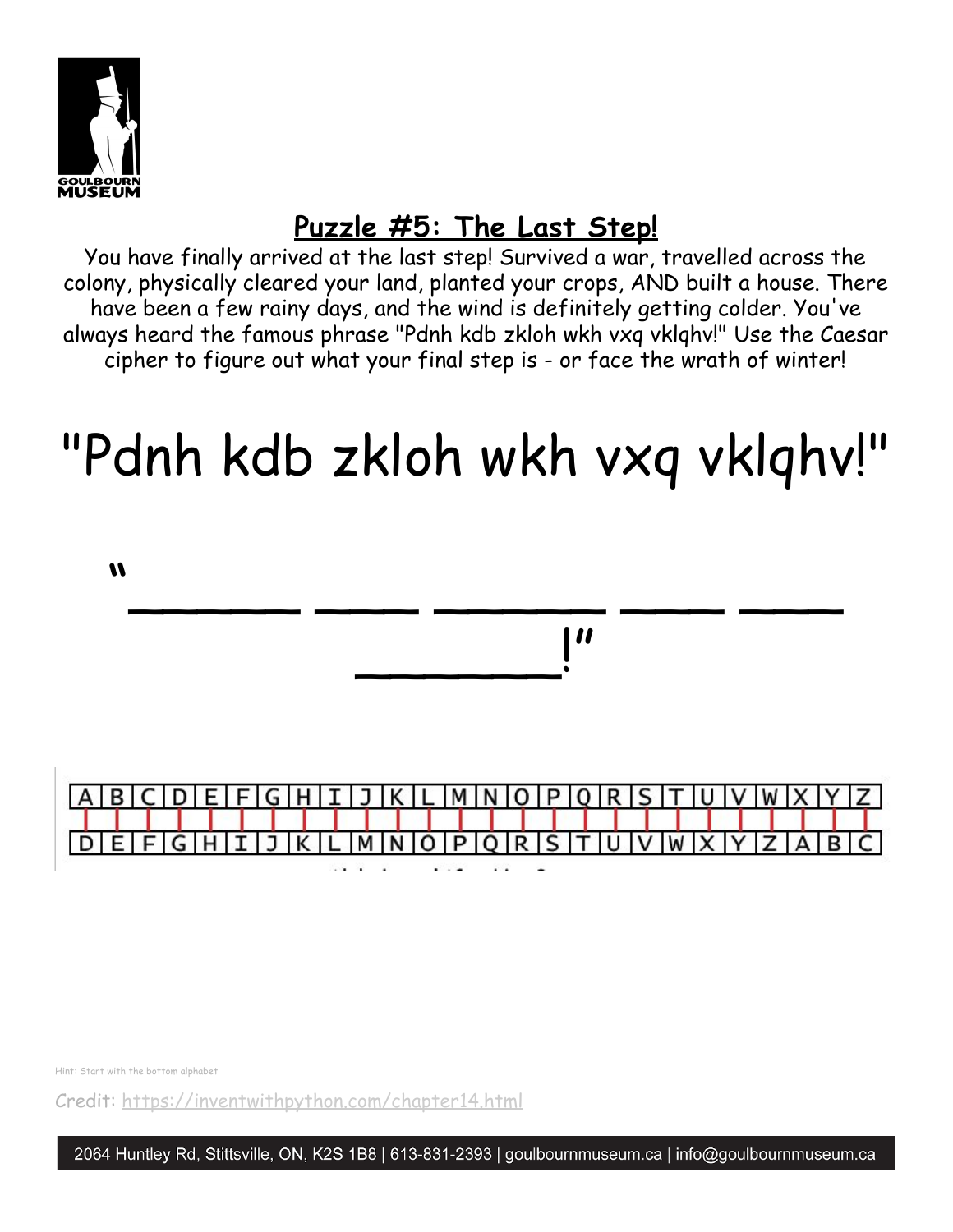## Puzzle #5: The Last Step!

You have finally arrived at the last step! Survived a war, travelled across the colony, physically cleared your land, planted your crops, AND built a house. There have been a few rainy days, and the wind is definitely getting colder. You've always heard the famous phrase "Pdnh kdb zkloh wkh vxq vklqhv!" Use the Caesar cipher to figure out what your final step is - or face the wrath of winter!

# "Pdnh kdb zkloh wkh vxq vklqhv!"

"_____ ___ _____ ___ ___ ______!"

| | | | | | | | | | | | | | | | | | | | | | | | | | |
|---|---|---|---|---|---|---|---|---|---|---|---|---|---|---|---|---|---|---|---|---|---|---|---|---|---|
| A | B | C | D | E | F | G | H | I | J | K | L | M | N | O | P | Q | R | S | T | U | V | W | X | Y | Z |
| D | E | F | G | H | I | J | K | L | M | N | O | P | Q | R | S | T | U | V | W | X | Y | Z | A | B | C |

Hint: Start with the bottom alphabet

Credit: https://inventwithpython.com/chapter14.html